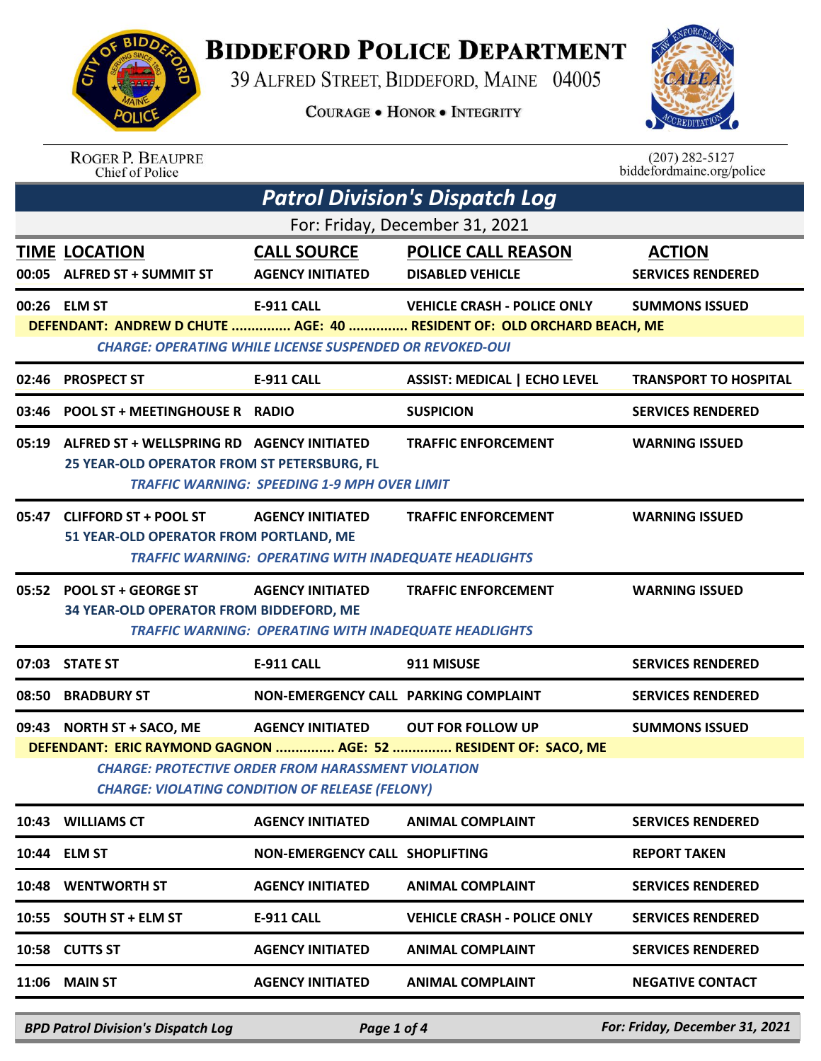# BIDDEFORD POLICE DEPARTMENT

39 ALFRED STREET, BIDDEFORD, MAINE 04005

COURAGE • HONOR • INTEGRITY

ROGER P. BEAUPRE
Chief of Police

(207) 282-5127
biddefordmaine.org/police

## Patrol Division's Dispatch Log

For: Friday, December 31, 2021

| TIME | LOCATION | CALL SOURCE | POLICE CALL REASON | ACTION |
|---|---|---|---|---|
| 00:05 | ALFRED ST + SUMMIT ST | AGENCY INITIATED | DISABLED VEHICLE | SERVICES RENDERED |
| 00:26 | ELM ST | E-911 CALL | VEHICLE CRASH - POLICE ONLY | SUMMONS ISSUED |
| | DEFENDANT: ANDREW D CHUTE ............... AGE: 40 ............... RESIDENT OF: OLD ORCHARD BEACH, ME | | | |
| | *CHARGE: OPERATING WHILE LICENSE SUSPENDED OR REVOKED-OUI* | | | |
| 02:46 | PROSPECT ST | E-911 CALL | ASSIST: MEDICAL \| ECHO LEVEL | TRANSPORT TO HOSPITAL |
| 03:46 | POOL ST + MEETINGHOUSE R | RADIO | SUSPICION | SERVICES RENDERED |
| 05:19 | ALFRED ST + WELLSPRING RD | AGENCY INITIATED | TRAFFIC ENFORCEMENT | WARNING ISSUED |
| | 25 YEAR-OLD OPERATOR FROM ST PETERSBURG, FL | | | |
| | *TRAFFIC WARNING: SPEEDING 1-9 MPH OVER LIMIT* | | | |
| 05:47 | CLIFFORD ST + POOL ST | AGENCY INITIATED | TRAFFIC ENFORCEMENT | WARNING ISSUED |
| | 51 YEAR-OLD OPERATOR FROM PORTLAND, ME | | | |
| | *TRAFFIC WARNING: OPERATING WITH INADEQUATE HEADLIGHTS* | | | |
| 05:52 | POOL ST + GEORGE ST | AGENCY INITIATED | TRAFFIC ENFORCEMENT | WARNING ISSUED |
| | 34 YEAR-OLD OPERATOR FROM BIDDEFORD, ME | | | |
| | *TRAFFIC WARNING: OPERATING WITH INADEQUATE HEADLIGHTS* | | | |
| 07:03 | STATE ST | E-911 CALL | 911 MISUSE | SERVICES RENDERED |
| 08:50 | BRADBURY ST | NON-EMERGENCY CALL | PARKING COMPLAINT | SERVICES RENDERED |
| 09:43 | NORTH ST + SACO, ME | AGENCY INITIATED | OUT FOR FOLLOW UP | SUMMONS ISSUED |
| | DEFENDANT: ERIC RAYMOND GAGNON ............... AGE: 52 ............... RESIDENT OF: SACO, ME | | | |
| | *CHARGE: PROTECTIVE ORDER FROM HARASSMENT VIOLATION* | | | |
| | *CHARGE: VIOLATING CONDITION OF RELEASE (FELONY)* | | | |
| 10:43 | WILLIAMS CT | AGENCY INITIATED | ANIMAL COMPLAINT | SERVICES RENDERED |
| 10:44 | ELM ST | NON-EMERGENCY CALL | SHOPLIFTING | REPORT TAKEN |
| 10:48 | WENTWORTH ST | AGENCY INITIATED | ANIMAL COMPLAINT | SERVICES RENDERED |
| 10:55 | SOUTH ST + ELM ST | E-911 CALL | VEHICLE CRASH - POLICE ONLY | SERVICES RENDERED |
| 10:58 | CUTTS ST | AGENCY INITIATED | ANIMAL COMPLAINT | SERVICES RENDERED |
| 11:06 | MAIN ST | AGENCY INITIATED | ANIMAL COMPLAINT | NEGATIVE CONTACT |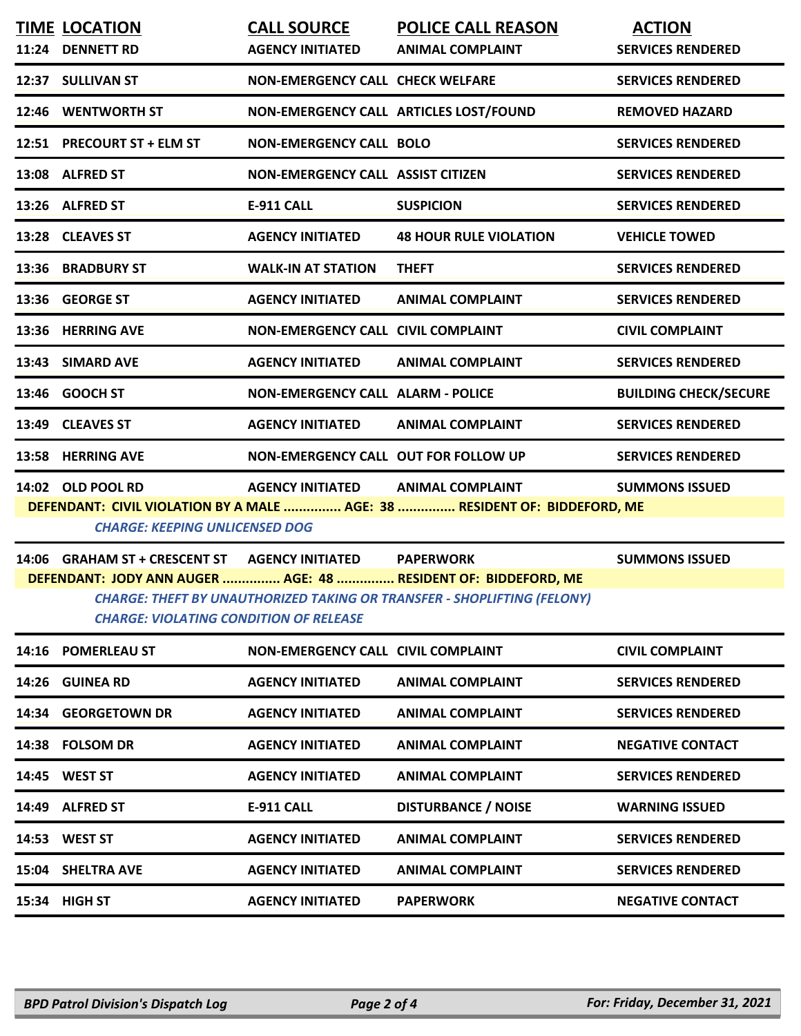| TIME | LOCATION | CALL SOURCE | POLICE CALL REASON | ACTION |
|---|---|---|---|---|
| 11:24 | DENNETT RD | AGENCY INITIATED | ANIMAL COMPLAINT | SERVICES RENDERED |
| 12:37 | SULLIVAN ST | NON-EMERGENCY CALL | CHECK WELFARE | SERVICES RENDERED |
| 12:46 | WENTWORTH ST | NON-EMERGENCY CALL | ARTICLES LOST/FOUND | REMOVED HAZARD |
| 12:51 | PRECOURT ST + ELM ST | NON-EMERGENCY CALL | BOLO | SERVICES RENDERED |
| 13:08 | ALFRED ST | NON-EMERGENCY CALL | ASSIST CITIZEN | SERVICES RENDERED |
| 13:26 | ALFRED ST | E-911 CALL | SUSPICION | SERVICES RENDERED |
| 13:28 | CLEAVES ST | AGENCY INITIATED | 48 HOUR RULE VIOLATION | VEHICLE TOWED |
| 13:36 | BRADBURY ST | WALK-IN AT STATION | THEFT | SERVICES RENDERED |
| 13:36 | GEORGE ST | AGENCY INITIATED | ANIMAL COMPLAINT | SERVICES RENDERED |
| 13:36 | HERRING AVE | NON-EMERGENCY CALL | CIVIL COMPLAINT | CIVIL COMPLAINT |
| 13:43 | SIMARD AVE | AGENCY INITIATED | ANIMAL COMPLAINT | SERVICES RENDERED |
| 13:46 | GOOCH ST | NON-EMERGENCY CALL | ALARM - POLICE | BUILDING CHECK/SECURE |
| 13:49 | CLEAVES ST | AGENCY INITIATED | ANIMAL COMPLAINT | SERVICES RENDERED |
| 13:58 | HERRING AVE | NON-EMERGENCY CALL | OUT FOR FOLLOW UP | SERVICES RENDERED |
| 14:02 | OLD POOL RD | AGENCY INITIATED | ANIMAL COMPLAINT | SUMMONS ISSUED |

**DEFENDANT: CIVIL VIOLATION BY A MALE ............... AGE: 38 ............... RESIDENT OF: BIDDEFORD, ME**

*CHARGE: KEEPING UNLICENSED DOG*

| TIME | LOCATION | CALL SOURCE | POLICE CALL REASON | ACTION |
|---|---|---|---|---|
| 14:06 | GRAHAM ST + CRESCENT ST | AGENCY INITIATED | PAPERWORK | SUMMONS ISSUED |

**DEFENDANT: JODY ANN AUGER ............... AGE: 48 ............... RESIDENT OF: BIDDEFORD, ME**

*CHARGE: THEFT BY UNAUTHORIZED TAKING OR TRANSFER - SHOPLIFTING (FELONY)*
*CHARGE: VIOLATING CONDITION OF RELEASE*

| TIME | LOCATION | CALL SOURCE | POLICE CALL REASON | ACTION |
|---|---|---|---|---|
| 14:16 | POMERLEAU ST | NON-EMERGENCY CALL | CIVIL COMPLAINT | CIVIL COMPLAINT |
| 14:26 | GUINEA RD | AGENCY INITIATED | ANIMAL COMPLAINT | SERVICES RENDERED |
| 14:34 | GEORGETOWN DR | AGENCY INITIATED | ANIMAL COMPLAINT | SERVICES RENDERED |
| 14:38 | FOLSOM DR | AGENCY INITIATED | ANIMAL COMPLAINT | NEGATIVE CONTACT |
| 14:45 | WEST ST | AGENCY INITIATED | ANIMAL COMPLAINT | SERVICES RENDERED |
| 14:49 | ALFRED ST | E-911 CALL | DISTURBANCE / NOISE | WARNING ISSUED |
| 14:53 | WEST ST | AGENCY INITIATED | ANIMAL COMPLAINT | SERVICES RENDERED |
| 15:04 | SHELTRA AVE | AGENCY INITIATED | ANIMAL COMPLAINT | SERVICES RENDERED |
| 15:34 | HIGH ST | AGENCY INITIATED | PAPERWORK | NEGATIVE CONTACT |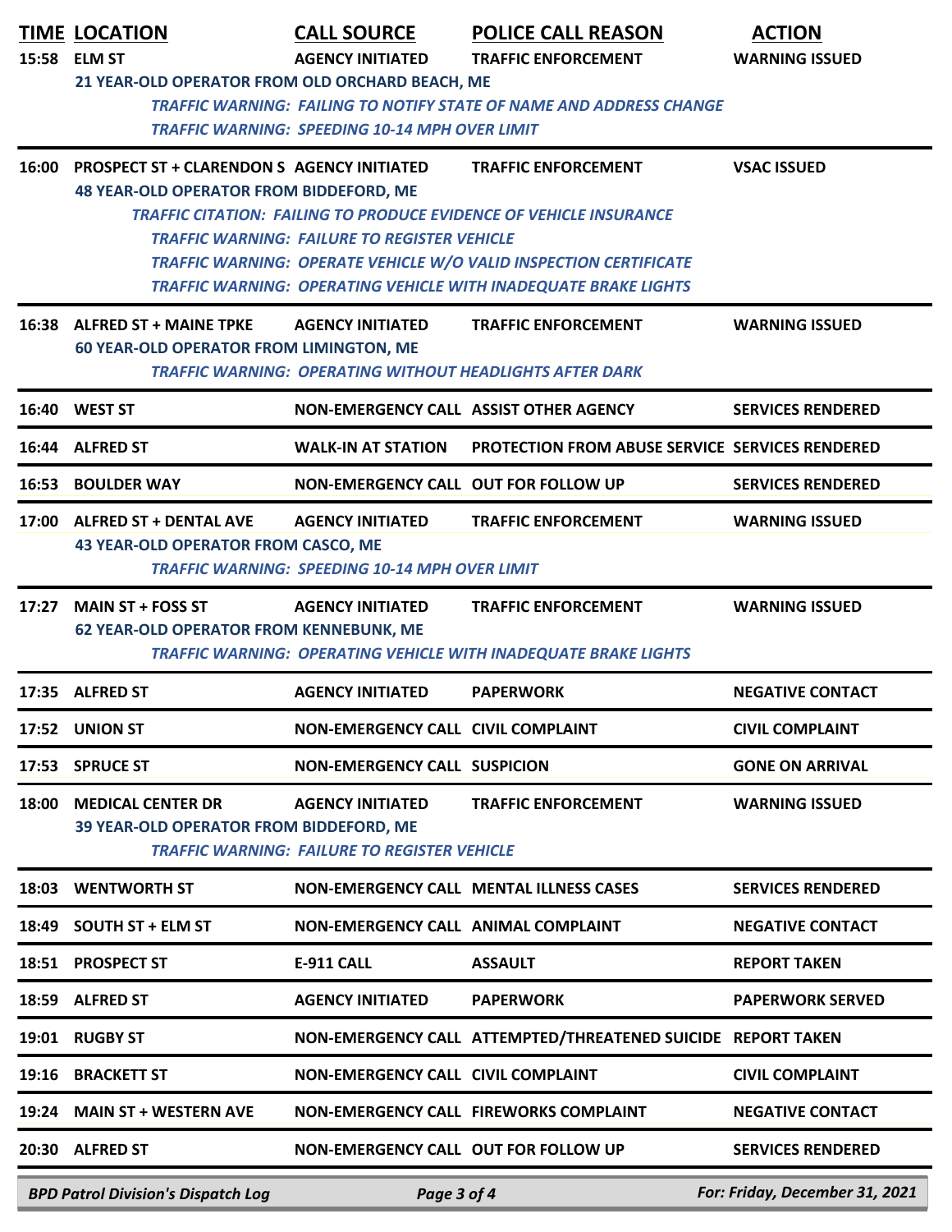| TIME | LOCATION | CALL SOURCE | POLICE CALL REASON | ACTION |
|---|---|---|---|---|
| 15:58 | ELM ST | AGENCY INITIATED | TRAFFIC ENFORCEMENT | WARNING ISSUED |
| | 21 YEAR-OLD OPERATOR FROM OLD ORCHARD BEACH, ME | | | |
| | | *TRAFFIC WARNING: FAILING TO NOTIFY STATE OF NAME AND ADDRESS CHANGE* | | |
| | | *TRAFFIC WARNING: SPEEDING 10-14 MPH OVER LIMIT* | | |
| 16:00 | PROSPECT ST + CLARENDON S | AGENCY INITIATED | TRAFFIC ENFORCEMENT | VSAC ISSUED |
| | 48 YEAR-OLD OPERATOR FROM BIDDEFORD, ME | | | |
| | | *TRAFFIC CITATION: FAILING TO PRODUCE EVIDENCE OF VEHICLE INSURANCE* | | |
| | | *TRAFFIC WARNING: FAILURE TO REGISTER VEHICLE* | | |
| | | *TRAFFIC WARNING: OPERATE VEHICLE W/O VALID INSPECTION CERTIFICATE* | | |
| | | *TRAFFIC WARNING: OPERATING VEHICLE WITH INADEQUATE BRAKE LIGHTS* | | |
| 16:38 | ALFRED ST + MAINE TPKE | AGENCY INITIATED | TRAFFIC ENFORCEMENT | WARNING ISSUED |
| | 60 YEAR-OLD OPERATOR FROM LIMINGTON, ME | | | |
| | | *TRAFFIC WARNING: OPERATING WITHOUT HEADLIGHTS AFTER DARK* | | |
| 16:40 | WEST ST | NON-EMERGENCY CALL | ASSIST OTHER AGENCY | SERVICES RENDERED |
| 16:44 | ALFRED ST | WALK-IN AT STATION | PROTECTION FROM ABUSE SERVICE | SERVICES RENDERED |
| 16:53 | BOULDER WAY | NON-EMERGENCY CALL | OUT FOR FOLLOW UP | SERVICES RENDERED |
| 17:00 | ALFRED ST + DENTAL AVE | AGENCY INITIATED | TRAFFIC ENFORCEMENT | WARNING ISSUED |
| | 43 YEAR-OLD OPERATOR FROM CASCO, ME | | | |
| | | *TRAFFIC WARNING: SPEEDING 10-14 MPH OVER LIMIT* | | |
| 17:27 | MAIN ST + FOSS ST | AGENCY INITIATED | TRAFFIC ENFORCEMENT | WARNING ISSUED |
| | 62 YEAR-OLD OPERATOR FROM KENNEBUNK, ME | | | |
| | | *TRAFFIC WARNING: OPERATING VEHICLE WITH INADEQUATE BRAKE LIGHTS* | | |
| 17:35 | ALFRED ST | AGENCY INITIATED | PAPERWORK | NEGATIVE CONTACT |
| 17:52 | UNION ST | NON-EMERGENCY CALL | CIVIL COMPLAINT | CIVIL COMPLAINT |
| 17:53 | SPRUCE ST | NON-EMERGENCY CALL | SUSPICION | GONE ON ARRIVAL |
| 18:00 | MEDICAL CENTER DR | AGENCY INITIATED | TRAFFIC ENFORCEMENT | WARNING ISSUED |
| | 39 YEAR-OLD OPERATOR FROM BIDDEFORD, ME | | | |
| | | *TRAFFIC WARNING: FAILURE TO REGISTER VEHICLE* | | |
| 18:03 | WENTWORTH ST | NON-EMERGENCY CALL | MENTAL ILLNESS CASES | SERVICES RENDERED |
| 18:49 | SOUTH ST + ELM ST | NON-EMERGENCY CALL | ANIMAL COMPLAINT | NEGATIVE CONTACT |
| 18:51 | PROSPECT ST | E-911 CALL | ASSAULT | REPORT TAKEN |
| 18:59 | ALFRED ST | AGENCY INITIATED | PAPERWORK | PAPERWORK SERVED |
| 19:01 | RUGBY ST | NON-EMERGENCY CALL | ATTEMPTED/THREATENED SUICIDE | REPORT TAKEN |
| 19:16 | BRACKETT ST | NON-EMERGENCY CALL | CIVIL COMPLAINT | CIVIL COMPLAINT |
| 19:24 | MAIN ST + WESTERN AVE | NON-EMERGENCY CALL | FIREWORKS COMPLAINT | NEGATIVE CONTACT |
| 20:30 | ALFRED ST | NON-EMERGENCY CALL | OUT FOR FOLLOW UP | SERVICES RENDERED |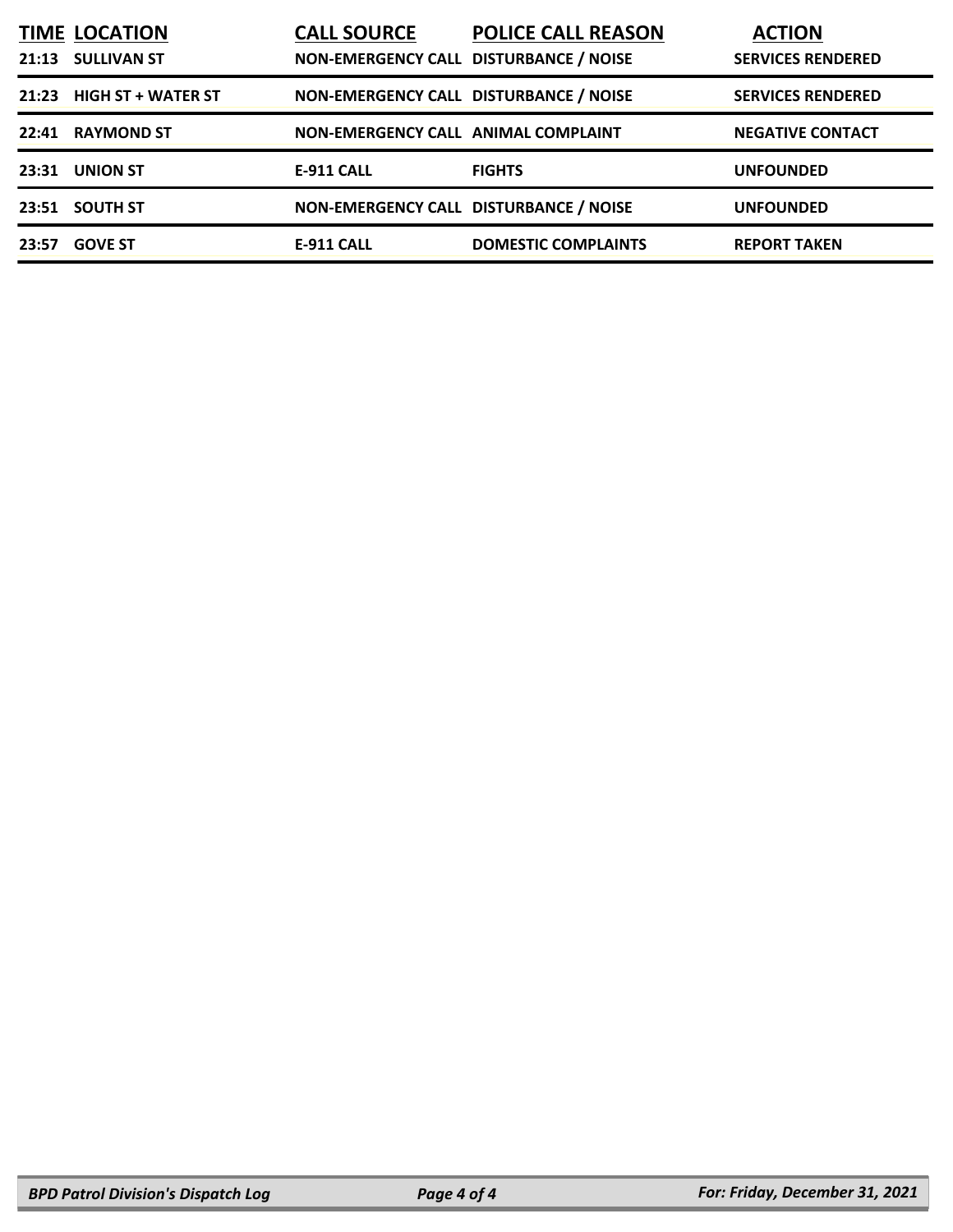| TIME | LOCATION | CALL SOURCE | POLICE CALL REASON | ACTION |
|---|---|---|---|---|
| 21:13 | SULLIVAN ST | NON-EMERGENCY CALL | DISTURBANCE / NOISE | SERVICES RENDERED |
| 21:23 | HIGH ST + WATER ST | NON-EMERGENCY CALL | DISTURBANCE / NOISE | SERVICES RENDERED |
| 22:41 | RAYMOND ST | NON-EMERGENCY CALL | ANIMAL COMPLAINT | NEGATIVE CONTACT |
| 23:31 | UNION ST | E-911 CALL | FIGHTS | UNFOUNDED |
| 23:51 | SOUTH ST | NON-EMERGENCY CALL | DISTURBANCE / NOISE | UNFOUNDED |
| 23:57 | GOVE ST | E-911 CALL | DOMESTIC COMPLAINTS | REPORT TAKEN |